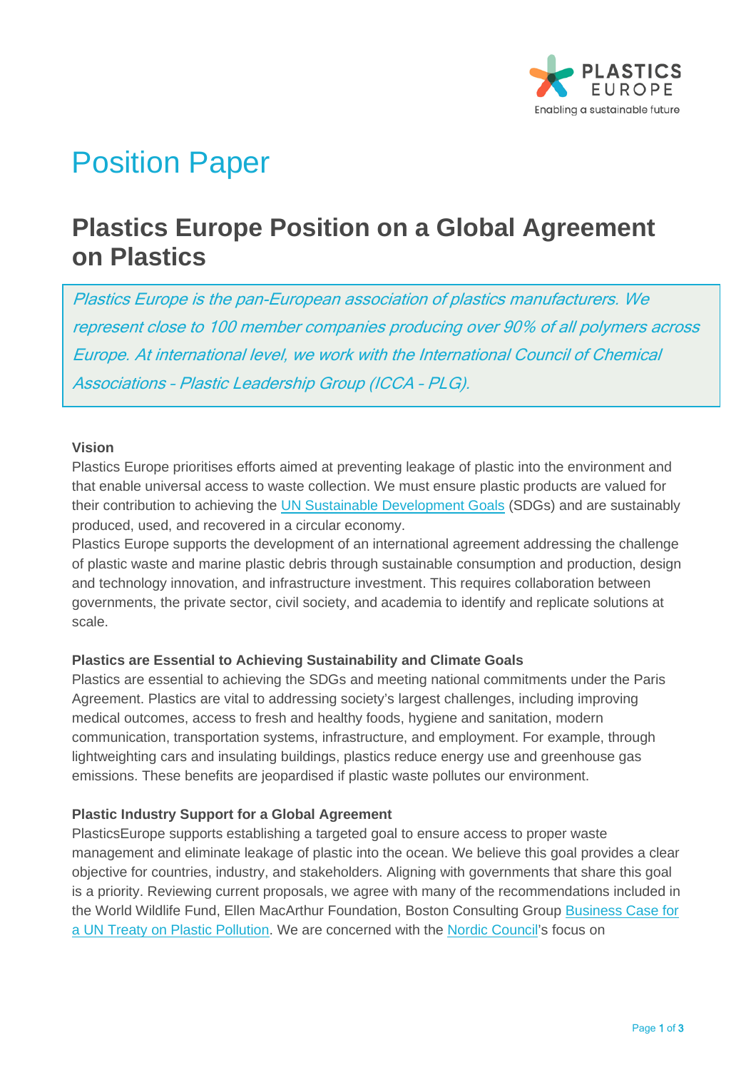# Position Paper

## Plastics Europe Position on a Global Agreement on Plastics

*Plastics Europe is the pan-European association of plastics manufacturers. We represent close to 100 member companies producing over 90% of all polymers across Europe. At international level, we work with the International Council of Chemical Associations - Plastic Leadership Group (ICCA - PLG).*

**Vision**

Plastics Europe prioritises efforts aimed at preventing leakage of plastic into the environment and that enable universal access to waste collection. We must ensure plastic products are valued for their contribution to achieving the UN Sustainable Development Goals (SDGs) and are sustainably produced, used, and recovered in a circular economy.

Plastics Europe supports the development of an international agreement addressing the challenge of plastic waste and marine plastic debris through sustainable consumption and production, design and technology innovation, and infrastructure investment. This requires collaboration between governments, the private sector, civil society, and academia to identify and replicate solutions at scale.

**Plastics are Essential to Achieving Sustainability and Climate Goals**

Plastics are essential to achieving the SDGs and meeting national commitments under the Paris Agreement. Plastics are vital to addressing society's largest challenges, including improving medical outcomes, access to fresh and healthy foods, hygiene and sanitation, modern communication, transportation systems, infrastructure, and employment. For example, through lightweighting cars and insulating buildings, plastics reduce energy use and greenhouse gas emissions. These benefits are jeopardised if plastic waste pollutes our environment.

**Plastic Industry Support for a Global Agreement**

PlasticsEurope supports establishing a targeted goal to ensure access to proper waste management and eliminate leakage of plastic into the ocean. We believe this goal provides a clear objective for countries, industry, and stakeholders. Aligning with governments that share this goal is a priority. Reviewing current proposals, we agree with many of the recommendations included in the World Wildlife Fund, Ellen MacArthur Foundation, Boston Consulting Group Business Case for a UN Treaty on Plastic Pollution. We are concerned with the Nordic Council's focus on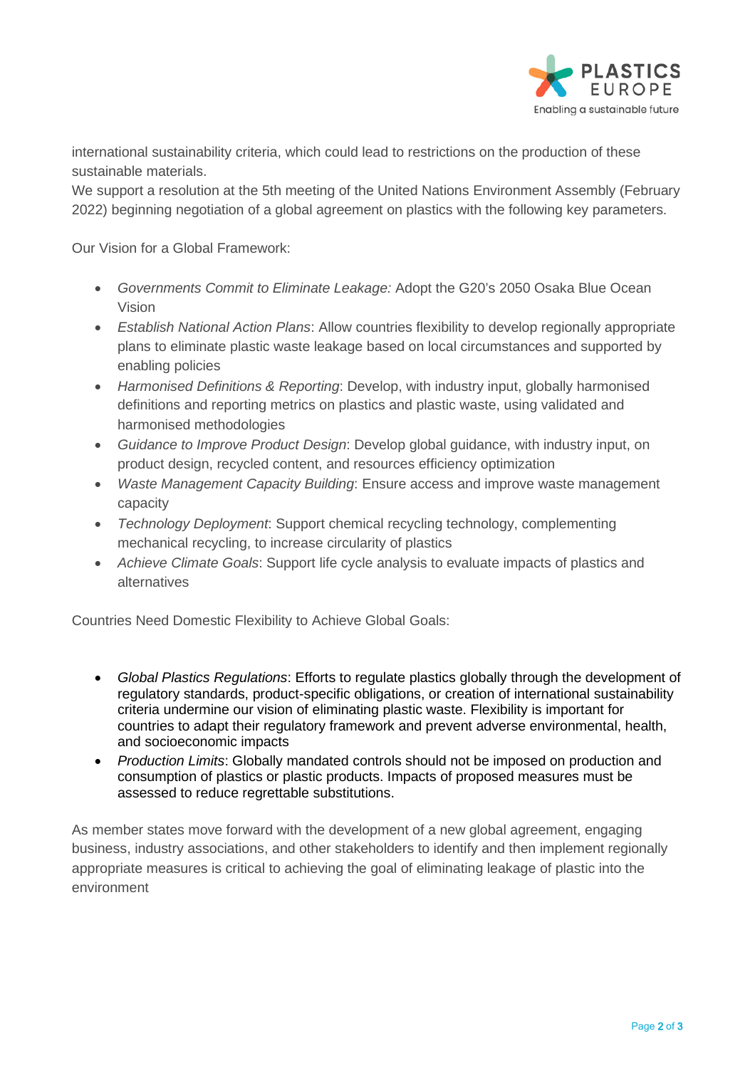international sustainability criteria, which could lead to restrictions on the production of these sustainable materials.
We support a resolution at the 5th meeting of the United Nations Environment Assembly (February 2022) beginning negotiation of a global agreement on plastics with the following key parameters.

Our Vision for a Global Framework:

- *Governments Commit to Eliminate Leakage:* Adopt the G20's 2050 Osaka Blue Ocean Vision
- *Establish National Action Plans*: Allow countries flexibility to develop regionally appropriate plans to eliminate plastic waste leakage based on local circumstances and supported by enabling policies
- *Harmonised Definitions & Reporting*: Develop, with industry input, globally harmonised definitions and reporting metrics on plastics and plastic waste, using validated and harmonised methodologies
- *Guidance to Improve Product Design*: Develop global guidance, with industry input, on product design, recycled content, and resources efficiency optimization
- *Waste Management Capacity Building*: Ensure access and improve waste management capacity
- *Technology Deployment*: Support chemical recycling technology, complementing mechanical recycling, to increase circularity of plastics
- *Achieve Climate Goals*: Support life cycle analysis to evaluate impacts of plastics and alternatives

Countries Need Domestic Flexibility to Achieve Global Goals:

- *Global Plastics Regulations*: Efforts to regulate plastics globally through the development of regulatory standards, product-specific obligations, or creation of international sustainability criteria undermine our vision of eliminating plastic waste. Flexibility is important for countries to adapt their regulatory framework and prevent adverse environmental, health, and socioeconomic impacts
- *Production Limits*: Globally mandated controls should not be imposed on production and consumption of plastics or plastic products. Impacts of proposed measures must be assessed to reduce regrettable substitutions.

As member states move forward with the development of a new global agreement, engaging business, industry associations, and other stakeholders to identify and then implement regionally appropriate measures is critical to achieving the goal of eliminating leakage of plastic into the environment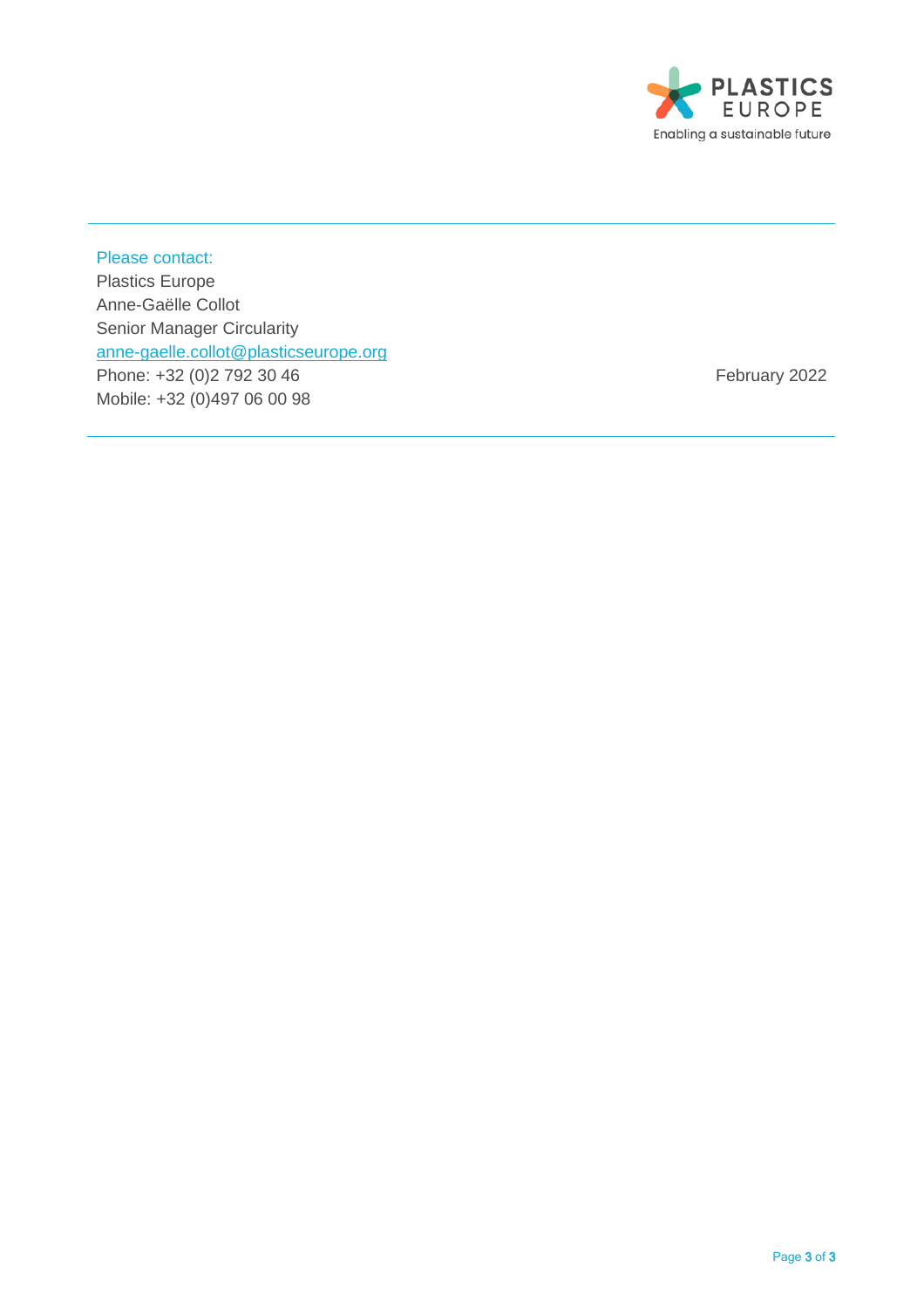Please contact:
Plastics Europe
Anne-Gaëlle Collot
Senior Manager Circularity
anne-gaelle.collot@plasticseurope.org
Phone: +32 (0)2 792 30 46
Mobile: +32 (0)497 06 00 98

February 2022